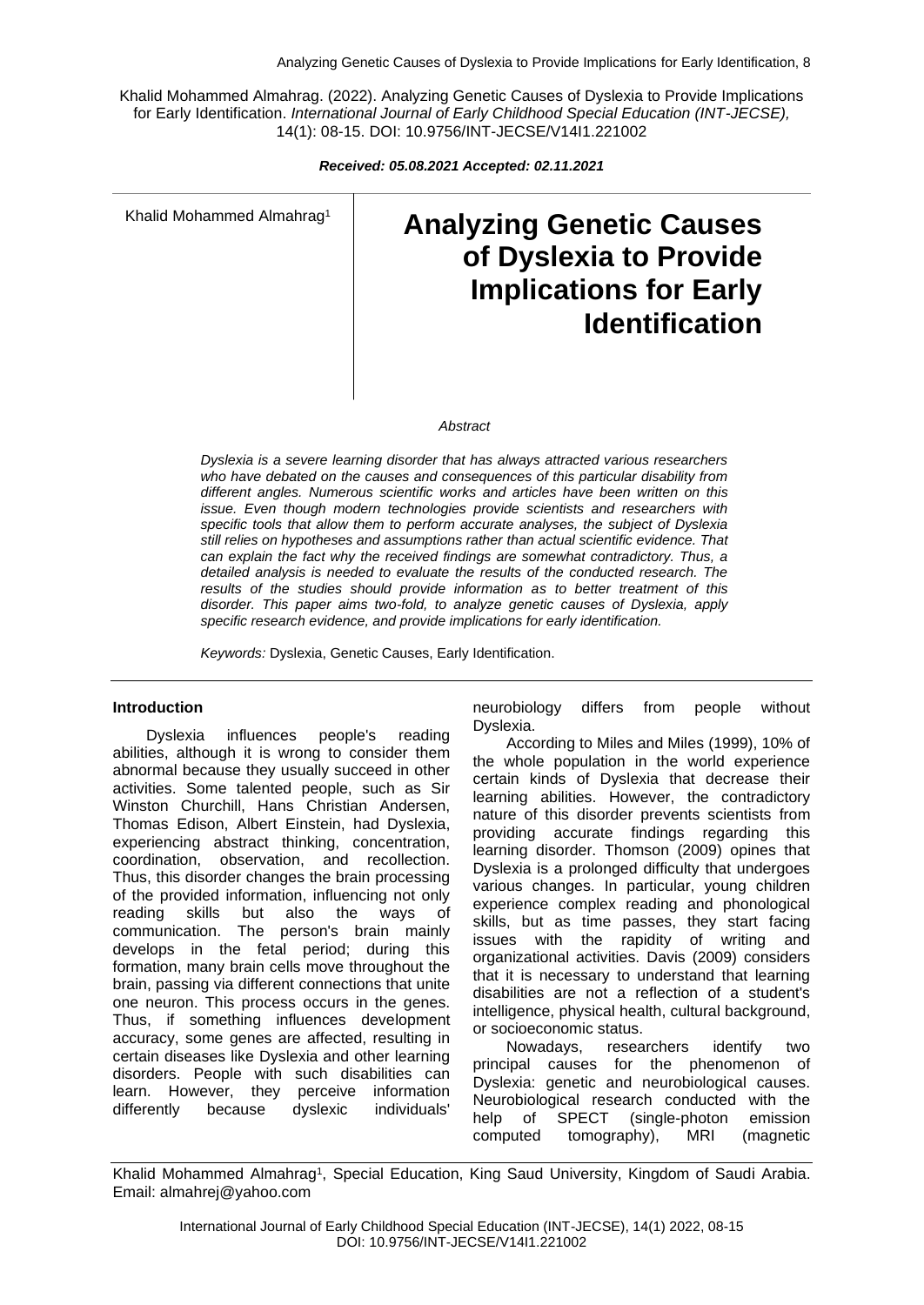Khalid Mohammed Almahrag. (2022). Analyzing Genetic Causes of Dyslexia to Provide Implications for Early Identification. *International Journal of Early Childhood Special Education (INT-JECSE),* 14(1): 08-15. DOI: 10.9756/INT-JECSE/V14I1.221002

***Received: 05.08.2021 Accepted: 02.11.2021***

Khalid Mohammed Almahrag[1]

# Analyzing Genetic Causes of Dyslexia to Provide Implications for Early Identification

*Abstract*

*Dyslexia is a severe learning disorder that has always attracted various researchers who have debated on the causes and consequences of this particular disability from different angles. Numerous scientific works and articles have been written on this issue. Even though modern technologies provide scientists and researchers with specific tools that allow them to perform accurate analyses, the subject of Dyslexia still relies on hypotheses and assumptions rather than actual scientific evidence. That can explain the fact why the received findings are somewhat contradictory. Thus, a detailed analysis is needed to evaluate the results of the conducted research. The results of the studies should provide information as to better treatment of this disorder. This paper aims two-fold, to analyze genetic causes of Dyslexia, apply specific research evidence, and provide implications for early identification.*

*Keywords:* Dyslexia, Genetic Causes, Early Identification.

## Introduction

Dyslexia influences people's reading abilities, although it is wrong to consider them abnormal because they usually succeed in other activities. Some talented people, such as Sir Winston Churchill, Hans Christian Andersen, Thomas Edison, Albert Einstein, had Dyslexia, experiencing abstract thinking, concentration, coordination, observation, and recollection. Thus, this disorder changes the brain processing of the provided information, influencing not only reading skills but also the ways of communication. The person's brain mainly develops in the fetal period; during this formation, many brain cells move throughout the brain, passing via different connections that unite one neuron. This process occurs in the genes. Thus, if something influences development accuracy, some genes are affected, resulting in certain diseases like Dyslexia and other learning disorders. People with such disabilities can learn. However, they perceive information differently because dyslexic individuals' neurobiology differs from people without Dyslexia.

According to Miles and Miles (1999), 10% of the whole population in the world experience certain kinds of Dyslexia that decrease their learning abilities. However, the contradictory nature of this disorder prevents scientists from providing accurate findings regarding this learning disorder. Thomson (2009) opines that Dyslexia is a prolonged difficulty that undergoes various changes. In particular, young children experience complex reading and phonological skills, but as time passes, they start facing issues with the rapidity of writing and organizational activities. Davis (2009) considers that it is necessary to understand that learning disabilities are not a reflection of a student's intelligence, physical health, cultural background, or socioeconomic status.

Nowadays, researchers identify two principal causes for the phenomenon of Dyslexia: genetic and neurobiological causes. Neurobiological research conducted with the help of SPECT (single-photon emission computed tomography), MRI (magnetic

Khalid Mohammed Almahrag[1], Special Education, King Saud University, Kingdom of Saudi Arabia. Email: almahrej@yahoo.com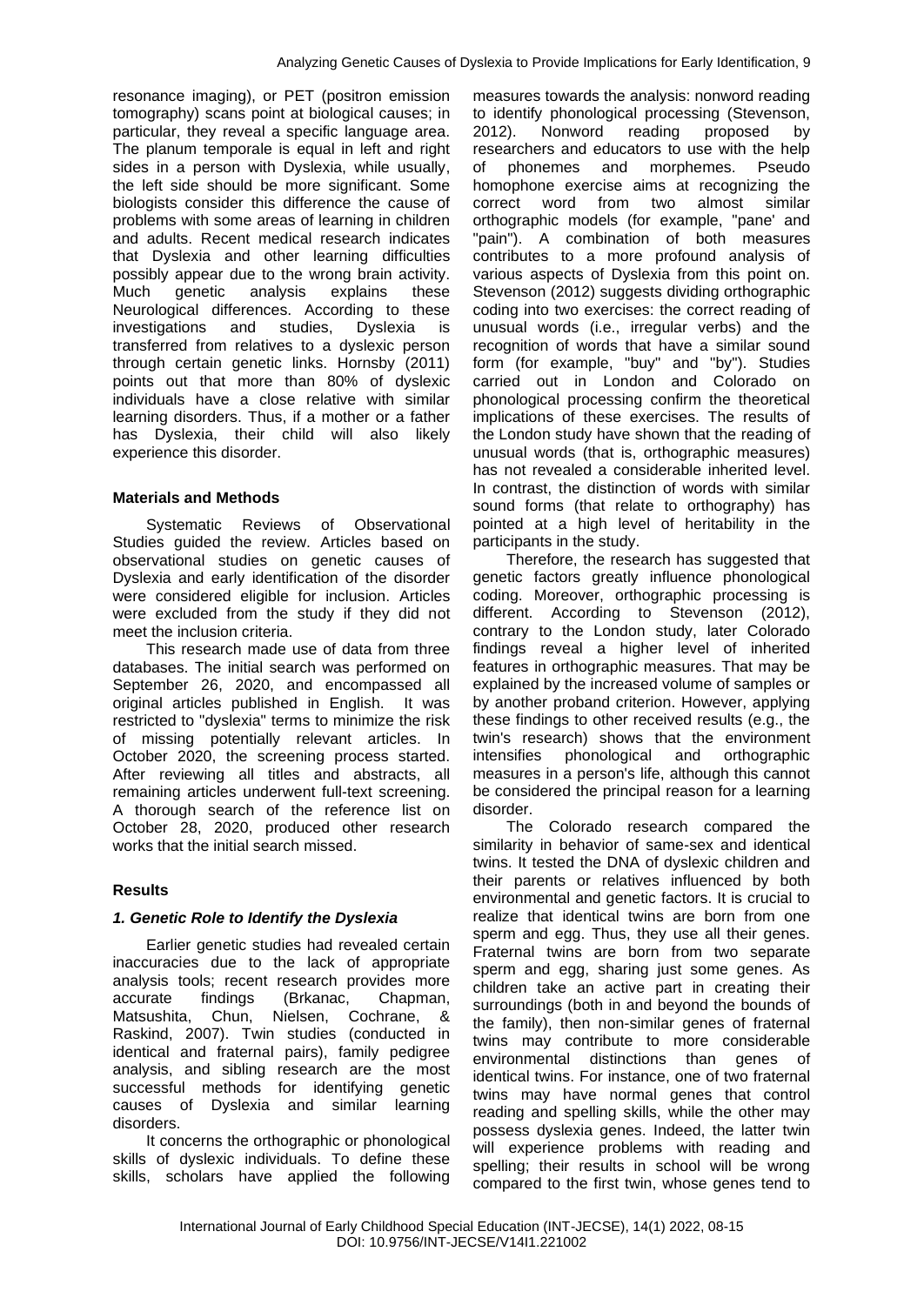resonance imaging), or PET (positron emission tomography) scans point at biological causes; in particular, they reveal a specific language area. The planum temporale is equal in left and right sides in a person with Dyslexia, while usually, the left side should be more significant. Some biologists consider this difference the cause of problems with some areas of learning in children and adults. Recent medical research indicates that Dyslexia and other learning difficulties possibly appear due to the wrong brain activity. Much genetic analysis explains these Neurological differences. According to these investigations and studies, Dyslexia is transferred from relatives to a dyslexic person through certain genetic links. Hornsby (2011) points out that more than 80% of dyslexic individuals have a close relative with similar learning disorders. Thus, if a mother or a father has Dyslexia, their child will also likely experience this disorder.

## Materials and Methods

Systematic Reviews of Observational Studies guided the review. Articles based on observational studies on genetic causes of Dyslexia and early identification of the disorder were considered eligible for inclusion. Articles were excluded from the study if they did not meet the inclusion criteria.

This research made use of data from three databases. The initial search was performed on September 26, 2020, and encompassed all original articles published in English. It was restricted to "dyslexia" terms to minimize the risk of missing potentially relevant articles. In October 2020, the screening process started. After reviewing all titles and abstracts, all remaining articles underwent full-text screening. A thorough search of the reference list on October 28, 2020, produced other research works that the initial search missed.

## Results

### *1. Genetic Role to Identify the Dyslexia*

Earlier genetic studies had revealed certain inaccuracies due to the lack of appropriate analysis tools; recent research provides more accurate findings (Brkanac, Chapman, Matsushita, Chun, Nielsen, Cochrane, & Raskind, 2007). Twin studies (conducted in identical and fraternal pairs), family pedigree analysis, and sibling research are the most successful methods for identifying genetic causes of Dyslexia and similar learning disorders.

It concerns the orthographic or phonological skills of dyslexic individuals. To define these skills, scholars have applied the following measures towards the analysis: nonword reading to identify phonological processing (Stevenson, 2012). Nonword reading proposed by researchers and educators to use with the help of phonemes and morphemes. Pseudo homophone exercise aims at recognizing the correct word from two almost similar orthographic models (for example, "pane' and "pain"). A combination of both measures contributes to a more profound analysis of various aspects of Dyslexia from this point on. Stevenson (2012) suggests dividing orthographic coding into two exercises: the correct reading of unusual words (i.e., irregular verbs) and the recognition of words that have a similar sound form (for example, "buy" and "by"). Studies carried out in London and Colorado on phonological processing confirm the theoretical implications of these exercises. The results of the London study have shown that the reading of unusual words (that is, orthographic measures) has not revealed a considerable inherited level. In contrast, the distinction of words with similar sound forms (that relate to orthography) has pointed at a high level of heritability in the participants in the study.

Therefore, the research has suggested that genetic factors greatly influence phonological coding. Moreover, orthographic processing is different. According to Stevenson (2012), contrary to the London study, later Colorado findings reveal a higher level of inherited features in orthographic measures. That may be explained by the increased volume of samples or by another proband criterion. However, applying these findings to other received results (e.g., the twin's research) shows that the environment intensifies phonological and orthographic measures in a person's life, although this cannot be considered the principal reason for a learning disorder.

The Colorado research compared the similarity in behavior of same-sex and identical twins. It tested the DNA of dyslexic children and their parents or relatives influenced by both environmental and genetic factors. It is crucial to realize that identical twins are born from one sperm and egg. Thus, they use all their genes. Fraternal twins are born from two separate sperm and egg, sharing just some genes. As children take an active part in creating their surroundings (both in and beyond the bounds of the family), then non-similar genes of fraternal twins may contribute to more considerable environmental distinctions than genes of identical twins. For instance, one of two fraternal twins may have normal genes that control reading and spelling skills, while the other may possess dyslexia genes. Indeed, the latter twin will experience problems with reading and spelling; their results in school will be wrong compared to the first twin, whose genes tend to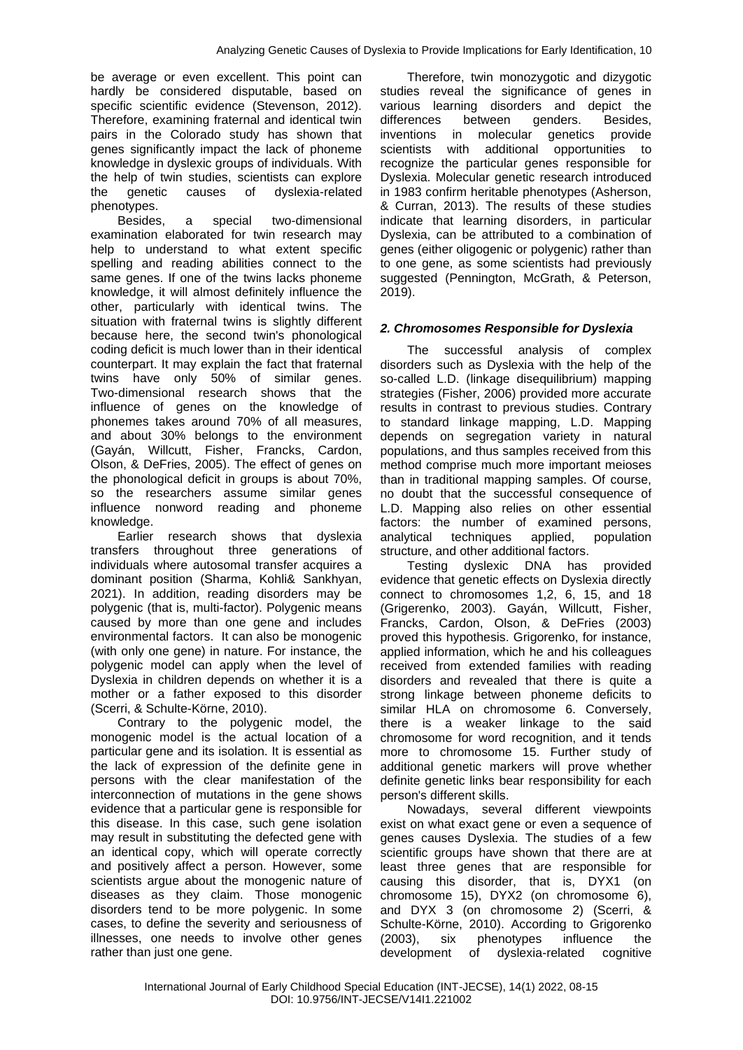be average or even excellent. This point can hardly be considered disputable, based on specific scientific evidence (Stevenson, 2012). Therefore, examining fraternal and identical twin pairs in the Colorado study has shown that genes significantly impact the lack of phoneme knowledge in dyslexic groups of individuals. With the help of twin studies, scientists can explore the genetic causes of dyslexia-related phenotypes.

Besides, a special two-dimensional examination elaborated for twin research may help to understand to what extent specific spelling and reading abilities connect to the same genes. If one of the twins lacks phoneme knowledge, it will almost definitely influence the other, particularly with identical twins. The situation with fraternal twins is slightly different because here, the second twin's phonological coding deficit is much lower than in their identical counterpart. It may explain the fact that fraternal twins have only 50% of similar genes. Two-dimensional research shows that the influence of genes on the knowledge of phonemes takes around 70% of all measures, and about 30% belongs to the environment (Gayán, Willcutt, Fisher, Francks, Cardon, Olson, & DeFries, 2005). The effect of genes on the phonological deficit in groups is about 70%, so the researchers assume similar genes influence nonword reading and phoneme knowledge.

Earlier research shows that dyslexia transfers throughout three generations of individuals where autosomal transfer acquires a dominant position (Sharma, Kohli& Sankhyan, 2021). In addition, reading disorders may be polygenic (that is, multi-factor). Polygenic means caused by more than one gene and includes environmental factors. It can also be monogenic (with only one gene) in nature. For instance, the polygenic model can apply when the level of Dyslexia in children depends on whether it is a mother or a father exposed to this disorder (Scerri, & Schulte-Körne, 2010).

Contrary to the polygenic model, the monogenic model is the actual location of a particular gene and its isolation. It is essential as the lack of expression of the definite gene in persons with the clear manifestation of the interconnection of mutations in the gene shows evidence that a particular gene is responsible for this disease. In this case, such gene isolation may result in substituting the defected gene with an identical copy, which will operate correctly and positively affect a person. However, some scientists argue about the monogenic nature of diseases as they claim. Those monogenic disorders tend to be more polygenic. In some cases, to define the severity and seriousness of illnesses, one needs to involve other genes rather than just one gene.

Therefore, twin monozygotic and dizygotic studies reveal the significance of genes in various learning disorders and depict the differences between genders. Besides, inventions in molecular genetics provide scientists with additional opportunities to recognize the particular genes responsible for Dyslexia. Molecular genetic research introduced in 1983 confirm heritable phenotypes (Asherson, & Curran, 2013). The results of these studies indicate that learning disorders, in particular Dyslexia, can be attributed to a combination of genes (either oligogenic or polygenic) rather than to one gene, as some scientists had previously suggested (Pennington, McGrath, & Peterson, 2019).

## *2. Chromosomes Responsible for Dyslexia*

The successful analysis of complex disorders such as Dyslexia with the help of the so-called L.D. (linkage disequilibrium) mapping strategies (Fisher, 2006) provided more accurate results in contrast to previous studies. Contrary to standard linkage mapping, L.D. Mapping depends on segregation variety in natural populations, and thus samples received from this method comprise much more important meioses than in traditional mapping samples. Of course, no doubt that the successful consequence of L.D. Mapping also relies on other essential factors: the number of examined persons, analytical techniques applied, population structure, and other additional factors.

Testing dyslexic DNA has provided evidence that genetic effects on Dyslexia directly connect to chromosomes 1,2, 6, 15, and 18 (Grigerenko, 2003). Gayán, Willcutt, Fisher, Francks, Cardon, Olson, & DeFries (2003) proved this hypothesis. Grigorenko, for instance, applied information, which he and his colleagues received from extended families with reading disorders and revealed that there is quite a strong linkage between phoneme deficits to similar HLA on chromosome 6. Conversely, there is a weaker linkage to the said chromosome for word recognition, and it tends more to chromosome 15. Further study of additional genetic markers will prove whether definite genetic links bear responsibility for each person's different skills.

Nowadays, several different viewpoints exist on what exact gene or even a sequence of genes causes Dyslexia. The studies of a few scientific groups have shown that there are at least three genes that are responsible for causing this disorder, that is, DYX1 (on chromosome 15), DYX2 (on chromosome 6), and DYX 3 (on chromosome 2) (Scerri, & Schulte-Körne, 2010). According to Grigorenko (2003), six phenotypes influence the development of dyslexia-related cognitive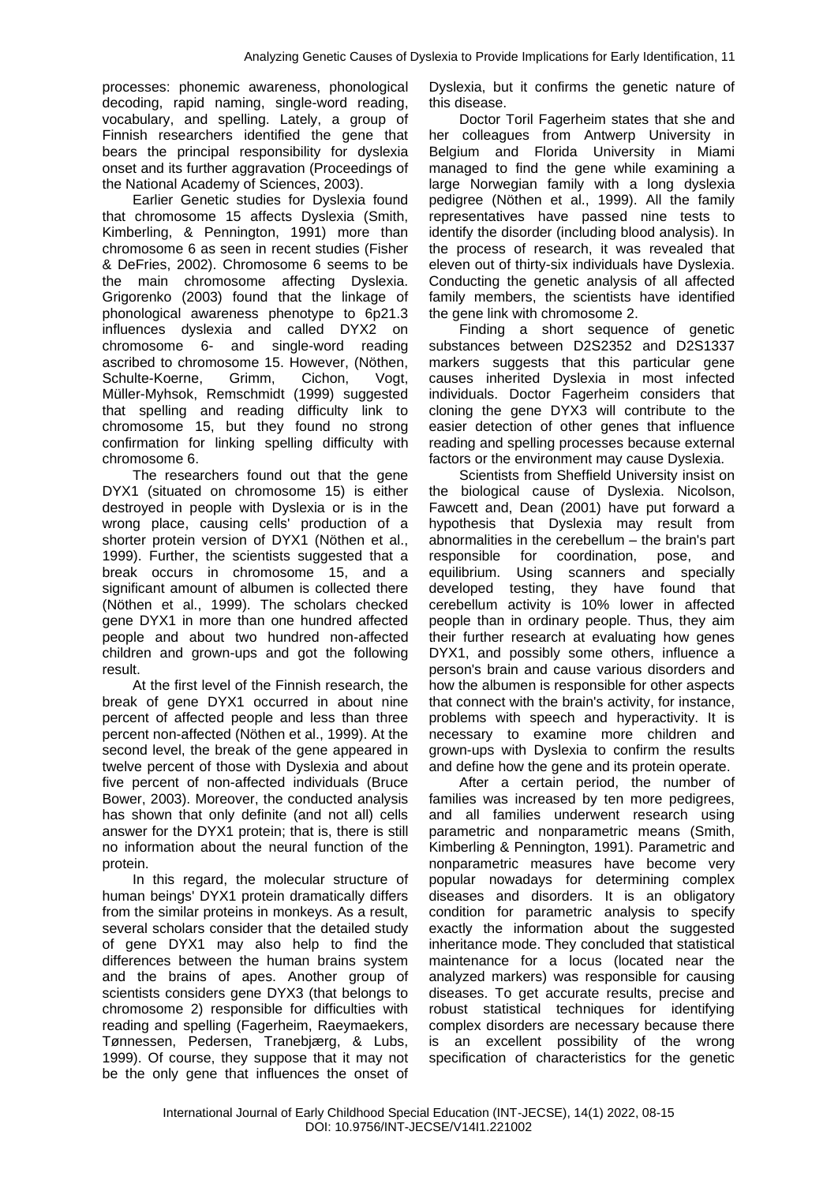processes: phonemic awareness, phonological decoding, rapid naming, single-word reading, vocabulary, and spelling. Lately, a group of Finnish researchers identified the gene that bears the principal responsibility for dyslexia onset and its further aggravation (Proceedings of the National Academy of Sciences, 2003).

Earlier Genetic studies for Dyslexia found that chromosome 15 affects Dyslexia (Smith, Kimberling, & Pennington, 1991) more than chromosome 6 as seen in recent studies (Fisher & DeFries, 2002). Chromosome 6 seems to be the main chromosome affecting Dyslexia. Grigorenko (2003) found that the linkage of phonological awareness phenotype to 6p21.3 influences dyslexia and called DYX2 on chromosome 6- and single-word reading ascribed to chromosome 15. However, (Nöthen, Schulte-Koerne, Grimm, Cichon, Vogt, Müller-Myhsok, Remschmidt (1999) suggested that spelling and reading difficulty link to chromosome 15, but they found no strong confirmation for linking spelling difficulty with chromosome 6.

The researchers found out that the gene DYX1 (situated on chromosome 15) is either destroyed in people with Dyslexia or is in the wrong place, causing cells' production of a shorter protein version of DYX1 (Nöthen et al., 1999). Further, the scientists suggested that a break occurs in chromosome 15, and a significant amount of albumen is collected there (Nöthen et al., 1999). The scholars checked gene DYX1 in more than one hundred affected people and about two hundred non-affected children and grown-ups and got the following result.

At the first level of the Finnish research, the break of gene DYX1 occurred in about nine percent of affected people and less than three percent non-affected (Nöthen et al., 1999). At the second level, the break of the gene appeared in twelve percent of those with Dyslexia and about five percent of non-affected individuals (Bruce Bower, 2003). Moreover, the conducted analysis has shown that only definite (and not all) cells answer for the DYX1 protein; that is, there is still no information about the neural function of the protein.

In this regard, the molecular structure of human beings' DYX1 protein dramatically differs from the similar proteins in monkeys. As a result, several scholars consider that the detailed study of gene DYX1 may also help to find the differences between the human brains system and the brains of apes. Another group of scientists considers gene DYX3 (that belongs to chromosome 2) responsible for difficulties with reading and spelling (Fagerheim, Raeymaekers, Tønnessen, Pedersen, Tranebjærg, & Lubs, 1999). Of course, they suppose that it may not be the only gene that influences the onset of Dyslexia, but it confirms the genetic nature of this disease.

Doctor Toril Fagerheim states that she and her colleagues from Antwerp University in Belgium and Florida University in Miami managed to find the gene while examining a large Norwegian family with a long dyslexia pedigree (Nöthen et al., 1999). All the family representatives have passed nine tests to identify the disorder (including blood analysis). In the process of research, it was revealed that eleven out of thirty-six individuals have Dyslexia. Conducting the genetic analysis of all affected family members, the scientists have identified the gene link with chromosome 2.

Finding a short sequence of genetic substances between D2S2352 and D2S1337 markers suggests that this particular gene causes inherited Dyslexia in most infected individuals. Doctor Fagerheim considers that cloning the gene DYX3 will contribute to the easier detection of other genes that influence reading and spelling processes because external factors or the environment may cause Dyslexia.

Scientists from Sheffield University insist on the biological cause of Dyslexia. Nicolson, Fawcett and, Dean (2001) have put forward a hypothesis that Dyslexia may result from abnormalities in the cerebellum – the brain's part responsible for coordination, pose, and equilibrium. Using scanners and specially developed testing, they have found that cerebellum activity is 10% lower in affected people than in ordinary people. Thus, they aim their further research at evaluating how genes DYX1, and possibly some others, influence a person's brain and cause various disorders and how the albumen is responsible for other aspects that connect with the brain's activity, for instance, problems with speech and hyperactivity. It is necessary to examine more children and grown-ups with Dyslexia to confirm the results and define how the gene and its protein operate.

After a certain period, the number of families was increased by ten more pedigrees, and all families underwent research using parametric and nonparametric means (Smith, Kimberling & Pennington, 1991). Parametric and nonparametric measures have become very popular nowadays for determining complex diseases and disorders. It is an obligatory condition for parametric analysis to specify exactly the information about the suggested inheritance mode. They concluded that statistical maintenance for a locus (located near the analyzed markers) was responsible for causing diseases. To get accurate results, precise and robust statistical techniques for identifying complex disorders are necessary because there is an excellent possibility of the wrong specification of characteristics for the genetic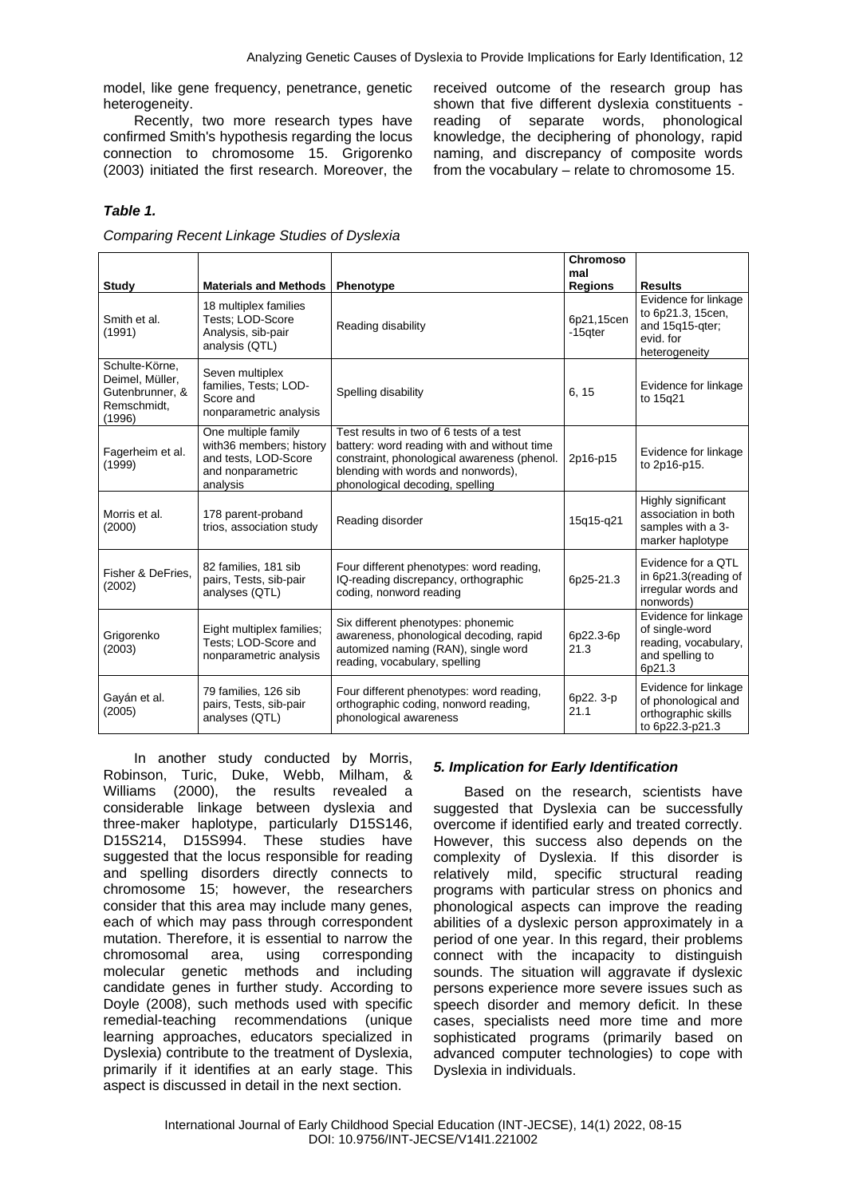model, like gene frequency, penetrance, genetic heterogeneity.

Recently, two more research types have confirmed Smith's hypothesis regarding the locus connection to chromosome 15. Grigorenko (2003) initiated the first research. Moreover, the received outcome of the research group has shown that five different dyslexia constituents - reading of separate words, phonological knowledge, the deciphering of phonology, rapid naming, and discrepancy of composite words from the vocabulary – relate to chromosome 15.

***Table 1.***

*Comparing Recent Linkage Studies of Dyslexia*

| Study | Materials and Methods | Phenotype | Chromosomal Regions | Results |
|---|---|---|---|---|
| Smith et al. (1991) | 18 multiplex families Tests; LOD-Score Analysis, sib-pair analysis (QTL) | Reading disability | 6p21,15cen -15qter | Evidence for linkage to 6p21.3, 15cen, and 15q15-qter; evid. for heterogeneity |
| Schulte-Körne, Deimel, Müller, Gutenbrunner, & Remschmidt, (1996) | Seven multiplex families, Tests; LOD-Score and nonparametric analysis | Spelling disability | 6, 15 | Evidence for linkage to 15q21 |
| Fagerheim et al. (1999) | One multiple family with36 members; history and tests, LOD-Score and nonparametric analysis | Test results in two of 6 tests of a test battery: word reading with and without time constraint, phonological awareness (phenol. blending with words and nonwords), phonological decoding, spelling | 2p16-p15 | Evidence for linkage to 2p16-p15. |
| Morris et al. (2000) | 178 parent-proband trios, association study | Reading disorder | 15q15-q21 | Highly significant association in both samples with a 3-marker haplotype |
| Fisher & DeFries, (2002) | 82 families, 181 sib pairs, Tests, sib-pair analyses (QTL) | Four different phenotypes: word reading, IQ-reading discrepancy, orthographic coding, nonword reading | 6p25-21.3 | Evidence for a QTL in 6p21.3(reading of irregular words and nonwords) |
| Grigorenko (2003) | Eight multiplex families; Tests; LOD-Score and nonparametric analysis | Six different phenotypes: phonemic awareness, phonological decoding, rapid automized naming (RAN), single word reading, vocabulary, spelling | 6p22.3-6p 21.3 | Evidence for linkage of single-word reading, vocabulary, and spelling to 6p21.3 |
| Gayán et al. (2005) | 79 families, 126 sib pairs, Tests, sib-pair analyses (QTL) | Four different phenotypes: word reading, orthographic coding, nonword reading, phonological awareness | 6p22. 3-p 21.1 | Evidence for linkage of phonological and orthographic skills to 6p22.3-p21.3 |

In another study conducted by Morris, Robinson, Turic, Duke, Webb, Milham, & Williams (2000), the results revealed a considerable linkage between dyslexia and three-maker haplotype, particularly D15S146, D15S214, D15S994. These studies have suggested that the locus responsible for reading and spelling disorders directly connects to chromosome 15; however, the researchers consider that this area may include many genes, each of which may pass through correspondent mutation. Therefore, it is essential to narrow the chromosomal area, using corresponding molecular genetic methods and including candidate genes in further study. According to Doyle (2008), such methods used with specific remedial-teaching recommendations (unique learning approaches, educators specialized in Dyslexia) contribute to the treatment of Dyslexia, primarily if it identifies at an early stage. This aspect is discussed in detail in the next section.

### *5. Implication for Early Identification*

Based on the research, scientists have suggested that Dyslexia can be successfully overcome if identified early and treated correctly. However, this success also depends on the complexity of Dyslexia. If this disorder is relatively mild, specific structural reading programs with particular stress on phonics and phonological aspects can improve the reading abilities of a dyslexic person approximately in a period of one year. In this regard, their problems connect with the incapacity to distinguish sounds. The situation will aggravate if dyslexic persons experience more severe issues such as speech disorder and memory deficit. In these cases, specialists need more time and more sophisticated programs (primarily based on advanced computer technologies) to cope with Dyslexia in individuals.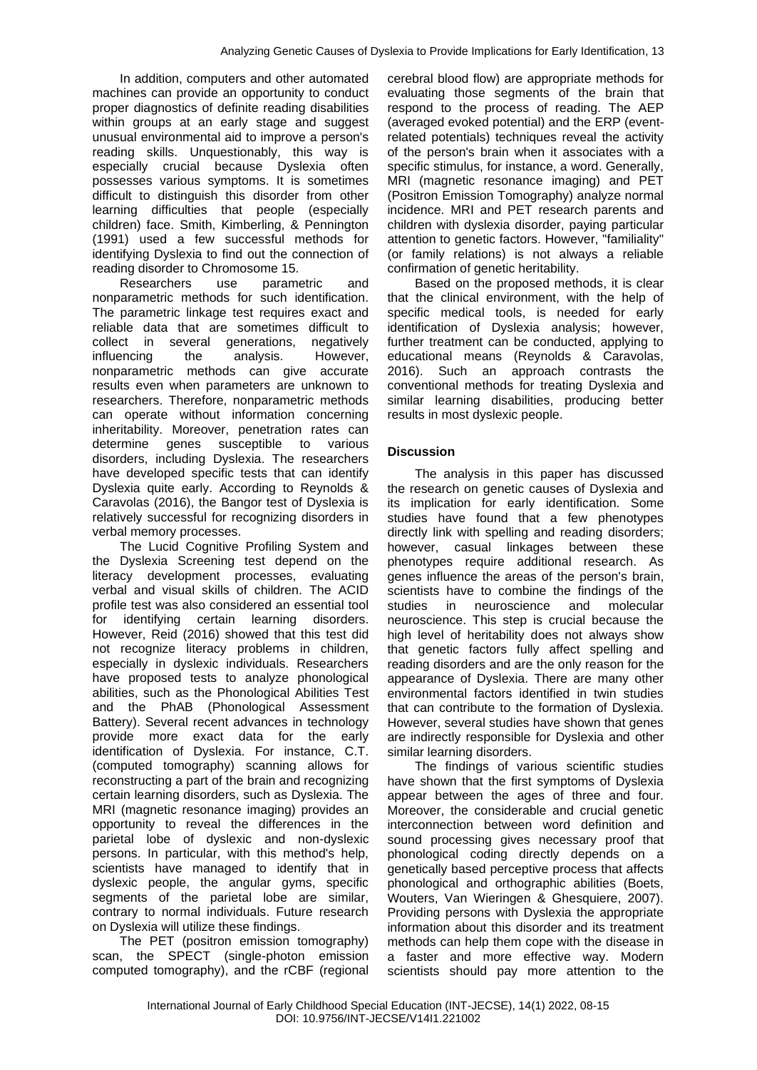In addition, computers and other automated machines can provide an opportunity to conduct proper diagnostics of definite reading disabilities within groups at an early stage and suggest unusual environmental aid to improve a person's reading skills. Unquestionably, this way is especially crucial because Dyslexia often possesses various symptoms. It is sometimes difficult to distinguish this disorder from other learning difficulties that people (especially children) face. Smith, Kimberling, & Pennington (1991) used a few successful methods for identifying Dyslexia to find out the connection of reading disorder to Chromosome 15.

Researchers use parametric and nonparametric methods for such identification. The parametric linkage test requires exact and reliable data that are sometimes difficult to collect in several generations, negatively influencing the analysis. However, nonparametric methods can give accurate results even when parameters are unknown to researchers. Therefore, nonparametric methods can operate without information concerning inheritability. Moreover, penetration rates can determine genes susceptible to various disorders, including Dyslexia. The researchers have developed specific tests that can identify Dyslexia quite early. According to Reynolds & Caravolas (2016), the Bangor test of Dyslexia is relatively successful for recognizing disorders in verbal memory processes.

The Lucid Cognitive Profiling System and the Dyslexia Screening test depend on the literacy development processes, evaluating verbal and visual skills of children. The ACID profile test was also considered an essential tool for identifying certain learning disorders. However, Reid (2016) showed that this test did not recognize literacy problems in children, especially in dyslexic individuals. Researchers have proposed tests to analyze phonological abilities, such as the Phonological Abilities Test and the PhAB (Phonological Assessment Battery). Several recent advances in technology provide more exact data for the early identification of Dyslexia. For instance, C.T. (computed tomography) scanning allows for reconstructing a part of the brain and recognizing certain learning disorders, such as Dyslexia. The MRI (magnetic resonance imaging) provides an opportunity to reveal the differences in the parietal lobe of dyslexic and non-dyslexic persons. In particular, with this method's help, scientists have managed to identify that in dyslexic people, the angular gyms, specific segments of the parietal lobe are similar, contrary to normal individuals. Future research on Dyslexia will utilize these findings.

The PET (positron emission tomography) scan, the SPECT (single-photon emission computed tomography), and the rCBF (regional cerebral blood flow) are appropriate methods for evaluating those segments of the brain that respond to the process of reading. The AEP (averaged evoked potential) and the ERP (event-related potentials) techniques reveal the activity of the person's brain when it associates with a specific stimulus, for instance, a word. Generally, MRI (magnetic resonance imaging) and PET (Positron Emission Tomography) analyze normal incidence. MRI and PET research parents and children with dyslexia disorder, paying particular attention to genetic factors. However, "familiality" (or family relations) is not always a reliable confirmation of genetic heritability.

Based on the proposed methods, it is clear that the clinical environment, with the help of specific medical tools, is needed for early identification of Dyslexia analysis; however, further treatment can be conducted, applying to educational means (Reynolds & Caravolas, 2016). Such an approach contrasts the conventional methods for treating Dyslexia and similar learning disabilities, producing better results in most dyslexic people.

## Discussion

The analysis in this paper has discussed the research on genetic causes of Dyslexia and its implication for early identification. Some studies have found that a few phenotypes directly link with spelling and reading disorders; however, casual linkages between these phenotypes require additional research. As genes influence the areas of the person's brain, scientists have to combine the findings of the studies in neuroscience and molecular neuroscience. This step is crucial because the high level of heritability does not always show that genetic factors fully affect spelling and reading disorders and are the only reason for the appearance of Dyslexia. There are many other environmental factors identified in twin studies that can contribute to the formation of Dyslexia. However, several studies have shown that genes are indirectly responsible for Dyslexia and other similar learning disorders.

The findings of various scientific studies have shown that the first symptoms of Dyslexia appear between the ages of three and four. Moreover, the considerable and crucial genetic interconnection between word definition and sound processing gives necessary proof that phonological coding directly depends on a genetically based perceptive process that affects phonological and orthographic abilities (Boets, Wouters, Van Wieringen & Ghesquiere, 2007). Providing persons with Dyslexia the appropriate information about this disorder and its treatment methods can help them cope with the disease in a faster and more effective way. Modern scientists should pay more attention to the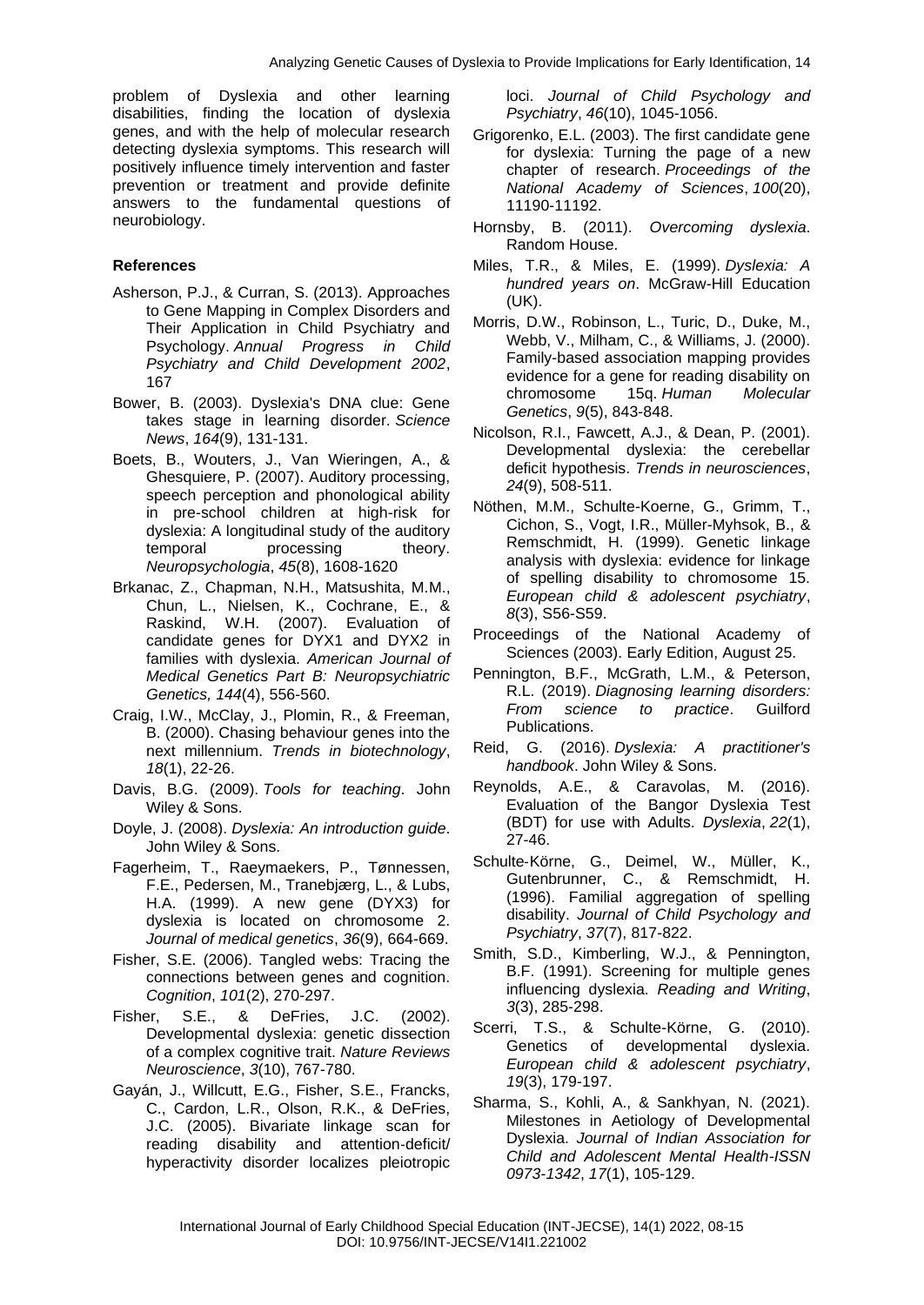problem of Dyslexia and other learning disabilities, finding the location of dyslexia genes, and with the help of molecular research detecting dyslexia symptoms. This research will positively influence timely intervention and faster prevention or treatment and provide definite answers to the fundamental questions of neurobiology.

## References

Asherson, P.J., & Curran, S. (2013). Approaches to Gene Mapping in Complex Disorders and Their Application in Child Psychiatry and Psychology. *Annual Progress in Child Psychiatry and Child Development 2002*, 167

Bower, B. (2003). Dyslexia's DNA clue: Gene takes stage in learning disorder. *Science News*, *164*(9), 131-131.

Boets, B., Wouters, J., Van Wieringen, A., & Ghesquiere, P. (2007). Auditory processing, speech perception and phonological ability in pre-school children at high-risk for dyslexia: A longitudinal study of the auditory temporal processing theory. *Neuropsychologia*, *45*(8), 1608-1620

Brkanac, Z., Chapman, N.H., Matsushita, M.M., Chun, L., Nielsen, K., Cochrane, E., & Raskind, W.H. (2007). Evaluation of candidate genes for DYX1 and DYX2 in families with dyslexia. *American Journal of Medical Genetics Part B: Neuropsychiatric Genetics, 144*(4), 556-560.

Craig, I.W., McClay, J., Plomin, R., & Freeman, B. (2000). Chasing behaviour genes into the next millennium. *Trends in biotechnology*, *18*(1), 22-26.

Davis, B.G. (2009). *Tools for teaching*. John Wiley & Sons.

Doyle, J. (2008). *Dyslexia: An introduction guide*. John Wiley & Sons.

Fagerheim, T., Raeymaekers, P., Tønnessen, F.E., Pedersen, M., Tranebjærg, L., & Lubs, H.A. (1999). A new gene (DYX3) for dyslexia is located on chromosome 2. *Journal of medical genetics*, *36*(9), 664-669.

Fisher, S.E. (2006). Tangled webs: Tracing the connections between genes and cognition. *Cognition*, *101*(2), 270-297.

Fisher, S.E., & DeFries, J.C. (2002). Developmental dyslexia: genetic dissection of a complex cognitive trait. *Nature Reviews Neuroscience*, *3*(10), 767-780.

Gayán, J., Willcutt, E.G., Fisher, S.E., Francks, C., Cardon, L.R., Olson, R.K., & DeFries, J.C. (2005). Bivariate linkage scan for reading disability and attention-deficit/ hyperactivity disorder localizes pleiotropic loci. *Journal of Child Psychology and Psychiatry*, *46*(10), 1045-1056.

Grigorenko, E.L. (2003). The first candidate gene for dyslexia: Turning the page of a new chapter of research. *Proceedings of the National Academy of Sciences*, *100*(20), 11190-11192.

Hornsby, B. (2011). *Overcoming dyslexia*. Random House.

Miles, T.R., & Miles, E. (1999). *Dyslexia: A hundred years on*. McGraw-Hill Education (UK).

Morris, D.W., Robinson, L., Turic, D., Duke, M., Webb, V., Milham, C., & Williams, J. (2000). Family-based association mapping provides evidence for a gene for reading disability on chromosome 15q. *Human Molecular Genetics*, *9*(5), 843-848.

Nicolson, R.I., Fawcett, A.J., & Dean, P. (2001). Developmental dyslexia: the cerebellar deficit hypothesis. *Trends in neurosciences*, *24*(9), 508-511.

Nöthen, M.M., Schulte-Koerne, G., Grimm, T., Cichon, S., Vogt, I.R., Müller-Myhsok, B., & Remschmidt, H. (1999). Genetic linkage analysis with dyslexia: evidence for linkage of spelling disability to chromosome 15. *European child & adolescent psychiatry*, *8*(3), S56-S59.

Proceedings of the National Academy of Sciences (2003). Early Edition, August 25.

Pennington, B.F., McGrath, L.M., & Peterson, R.L. (2019). *Diagnosing learning disorders: From science to practice*. Guilford Publications.

Reid, G. (2016). *Dyslexia: A practitioner's handbook*. John Wiley & Sons.

Reynolds, A.E., & Caravolas, M. (2016). Evaluation of the Bangor Dyslexia Test (BDT) for use with Adults. *Dyslexia*, *22*(1), 27-46.

Schulte‐Körne, G., Deimel, W., Müller, K., Gutenbrunner, C., & Remschmidt, H. (1996). Familial aggregation of spelling disability. *Journal of Child Psychology and Psychiatry*, *37*(7), 817-822.

Smith, S.D., Kimberling, W.J., & Pennington, B.F. (1991). Screening for multiple genes influencing dyslexia. *Reading and Writing*, *3*(3), 285-298.

Scerri, T.S., & Schulte-Körne, G. (2010). Genetics of developmental dyslexia. *European child & adolescent psychiatry*, *19*(3), 179-197.

Sharma, S., Kohli, A., & Sankhyan, N. (2021). Milestones in Aetiology of Developmental Dyslexia. *Journal of Indian Association for Child and Adolescent Mental Health-ISSN 0973-1342*, *17*(1), 105-129.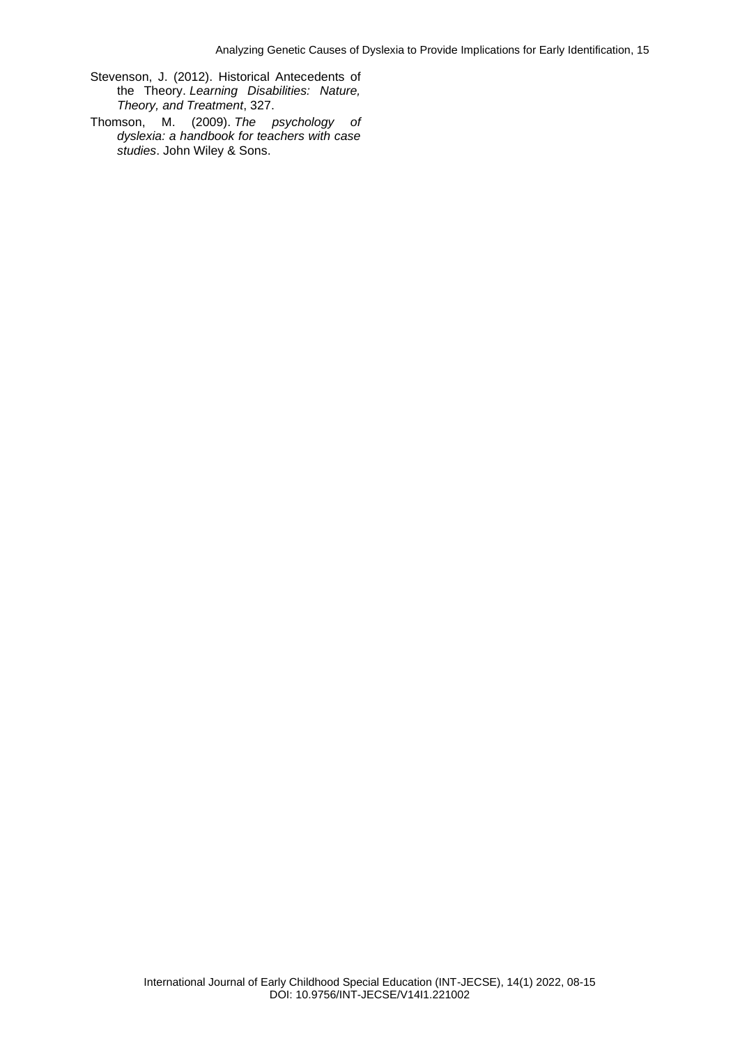Stevenson, J. (2012). Historical Antecedents of the Theory. *Learning Disabilities: Nature, Theory, and Treatment*, 327.

Thomson, M. (2009). *The psychology of dyslexia: a handbook for teachers with case studies*. John Wiley & Sons.